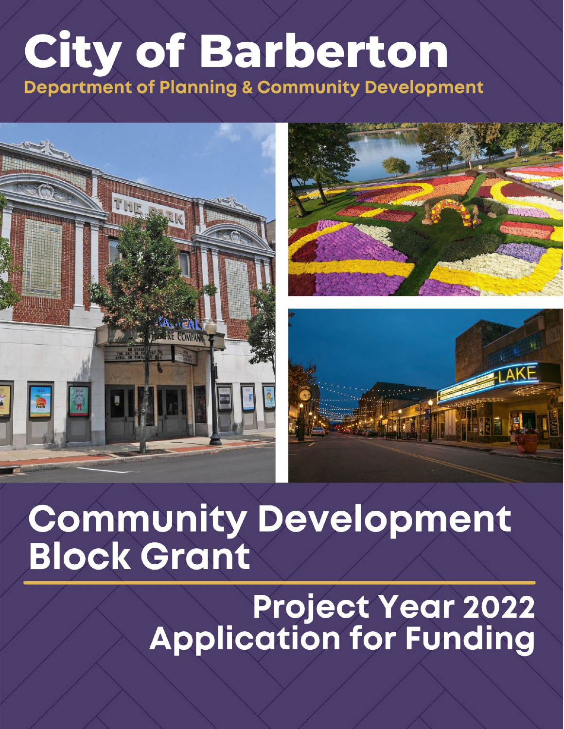# City of Barberton

## Department of Planning & Community Development

# Community Development Block Grant

## Project Year 2022 Application for Funding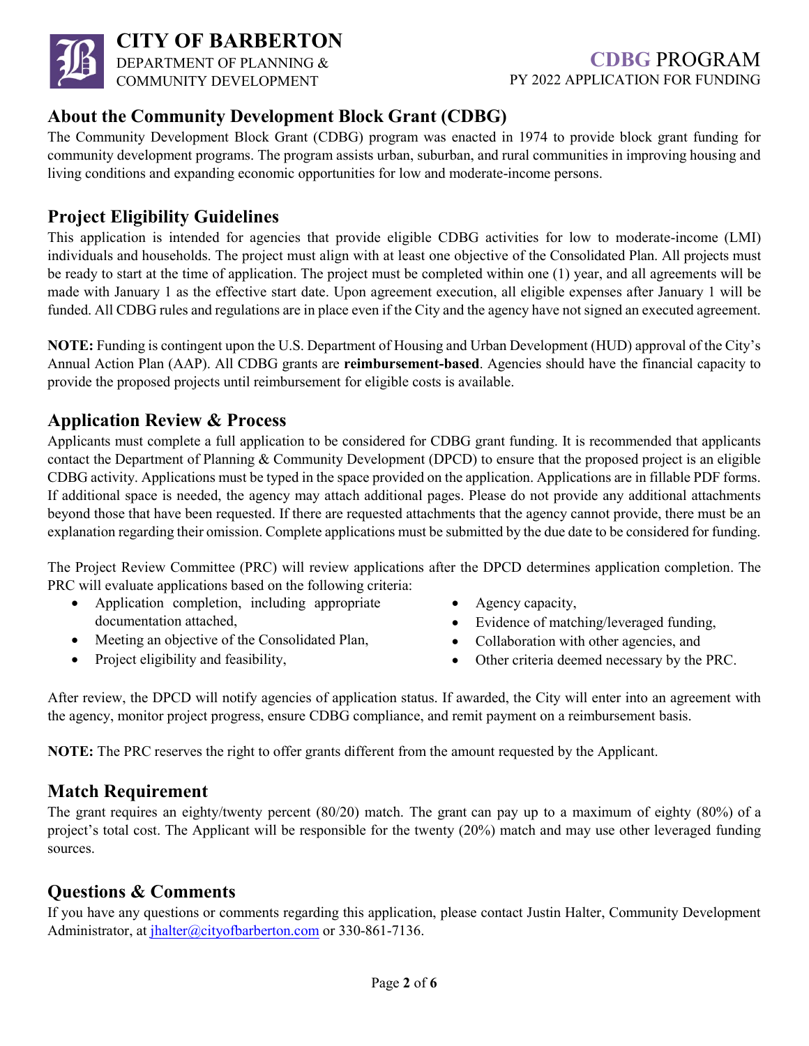# CITY OF BARBERTON

DEPARTMENT OF PLANNING & COMMUNITY DEVELOPMENT

**CDBG PROGRAM**

PY 2022 APPLICATION FOR FUNDING

## About the Community Development Block Grant (CDBG)

The Community Development Block Grant (CDBG) program was enacted in 1974 to provide block grant funding for community development programs. The program assists urban, suburban, and rural communities in improving housing and living conditions and expanding economic opportunities for low and moderate-income persons.

## Project Eligibility Guidelines

This application is intended for agencies that provide eligible CDBG activities for low to moderate-income (LMI) individuals and households. The project must align with at least one objective of the Consolidated Plan. All projects must be ready to start at the time of application. The project must be completed within one (1) year, and all agreements will be made with January 1 as the effective start date. Upon agreement execution, all eligible expenses after January 1 will be funded. All CDBG rules and regulations are in place even if the City and the agency have not signed an executed agreement.

**NOTE:** Funding is contingent upon the U.S. Department of Housing and Urban Development (HUD) approval of the City's Annual Action Plan (AAP). All CDBG grants are **reimbursement-based**. Agencies should have the financial capacity to provide the proposed projects until reimbursement for eligible costs is available.

## Application Review & Process

Applicants must complete a full application to be considered for CDBG grant funding. It is recommended that applicants contact the Department of Planning & Community Development (DPCD) to ensure that the proposed project is an eligible CDBG activity. Applications must be typed in the space provided on the application. Applications are in fillable PDF forms. If additional space is needed, the agency may attach additional pages. Please do not provide any additional attachments beyond those that have been requested. If there are requested attachments that the agency cannot provide, there must be an explanation regarding their omission. Complete applications must be submitted by the due date to be considered for funding.

The Project Review Committee (PRC) will review applications after the DPCD determines application completion. The PRC will evaluate applications based on the following criteria:

- Application completion, including appropriate documentation attached,
- Meeting an objective of the Consolidated Plan,
- Project eligibility and feasibility,
- Agency capacity,
- Evidence of matching/leveraged funding,
- Collaboration with other agencies, and
- Other criteria deemed necessary by the PRC.

After review, the DPCD will notify agencies of application status. If awarded, the City will enter into an agreement with the agency, monitor project progress, ensure CDBG compliance, and remit payment on a reimbursement basis.

**NOTE:** The PRC reserves the right to offer grants different from the amount requested by the Applicant.

## Match Requirement

The grant requires an eighty/twenty percent (80/20) match. The grant can pay up to a maximum of eighty (80%) of a project's total cost. The Applicant will be responsible for the twenty (20%) match and may use other leveraged funding sources.

## Questions & Comments

If you have any questions or comments regarding this application, please contact Justin Halter, Community Development Administrator, at jhalter@cityofbarberton.com or 330-861-7136.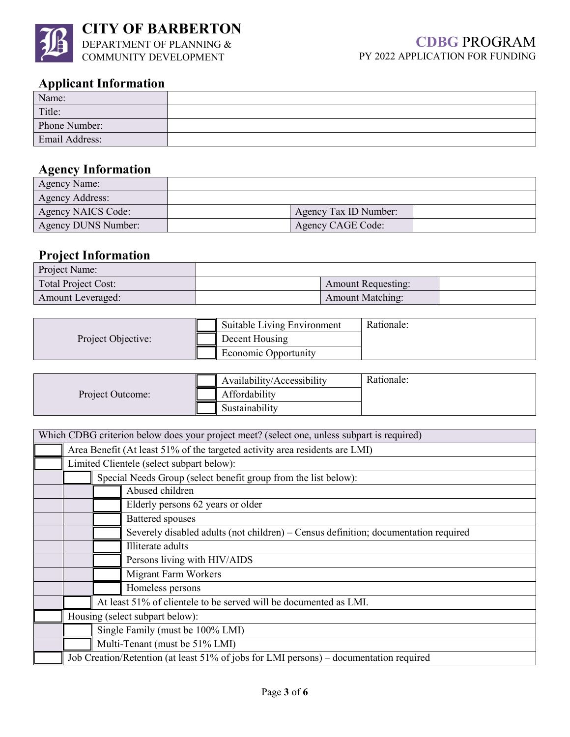**CITY OF BARBERTON**
DEPARTMENT OF PLANNING & COMMUNITY DEVELOPMENT

**CDBG PROGRAM**
PY 2022 APPLICATION FOR FUNDING

## Applicant Information

| | |
|---|---|
| Name: | |
| Title: | |
| Phone Number: | |
| Email Address: | |

## Agency Information

| | | | |
|---|---|---|---|
| Agency Name: | | | |
| Agency Address: | | | |
| Agency NAICS Code: | | Agency Tax ID Number: | |
| Agency DUNS Number: | | Agency CAGE Code: | |

## Project Information

| | | | |
|---|---|---|---|
| Project Name: | | | |
| Total Project Cost: | | Amount Requesting: | |
| Amount Leveraged: | | Amount Matching: | |

| | | | |
|---|---|---|---|
| Project Objective: | ☐ | Suitable Living Environment | Rationale: |
| | ☐ | Decent Housing | |
| | ☐ | Economic Opportunity | |

| | | | |
|---|---|---|---|
| Project Outcome: | ☐ | Availability/Accessibility | Rationale: |
| | ☐ | Affordability | |
| | ☐ | Sustainability | |

| | | | |
|---|---|---|---|
| Which CDBG criterion below does your project meet? (select one, unless subpart is required) | | | |
| ☐ | Area Benefit (At least 51% of the targeted activity area residents are LMI) | | |
| ☐ | Limited Clientele (select subpart below): | | |
| | ☐ | Special Needs Group (select benefit group from the list below): | |
| | | ☐ | Abused children |
| | | ☐ | Elderly persons 62 years or older |
| | | ☐ | Battered spouses |
| | | ☐ | Severely disabled adults (not children) – Census definition; documentation required |
| | | ☐ | Illiterate adults |
| | | ☐ | Persons living with HIV/AIDS |
| | | ☐ | Migrant Farm Workers |
| | | ☐ | Homeless persons |
| | ☐ | At least 51% of clientele to be served will be documented as LMI. | |
| ☐ | Housing (select subpart below): | | |
| | ☐ | Single Family (must be 100% LMI) | |
| | ☐ | Multi-Tenant (must be 51% LMI) | |
| ☐ | Job Creation/Retention (at least 51% of jobs for LMI persons) – documentation required | | |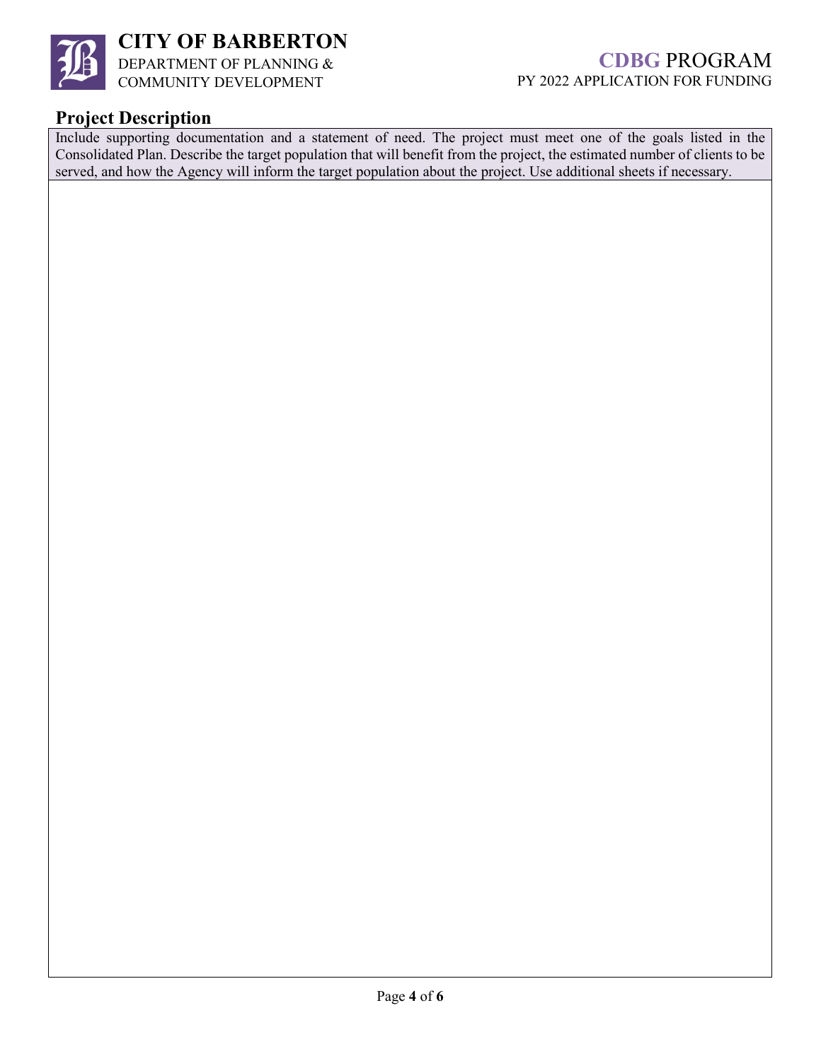## Project Description

Include supporting documentation and a statement of need. The project must meet one of the goals listed in the Consolidated Plan. Describe the target population that will benefit from the project, the estimated number of clients to be served, and how the Agency will inform the target population about the project. Use additional sheets if necessary.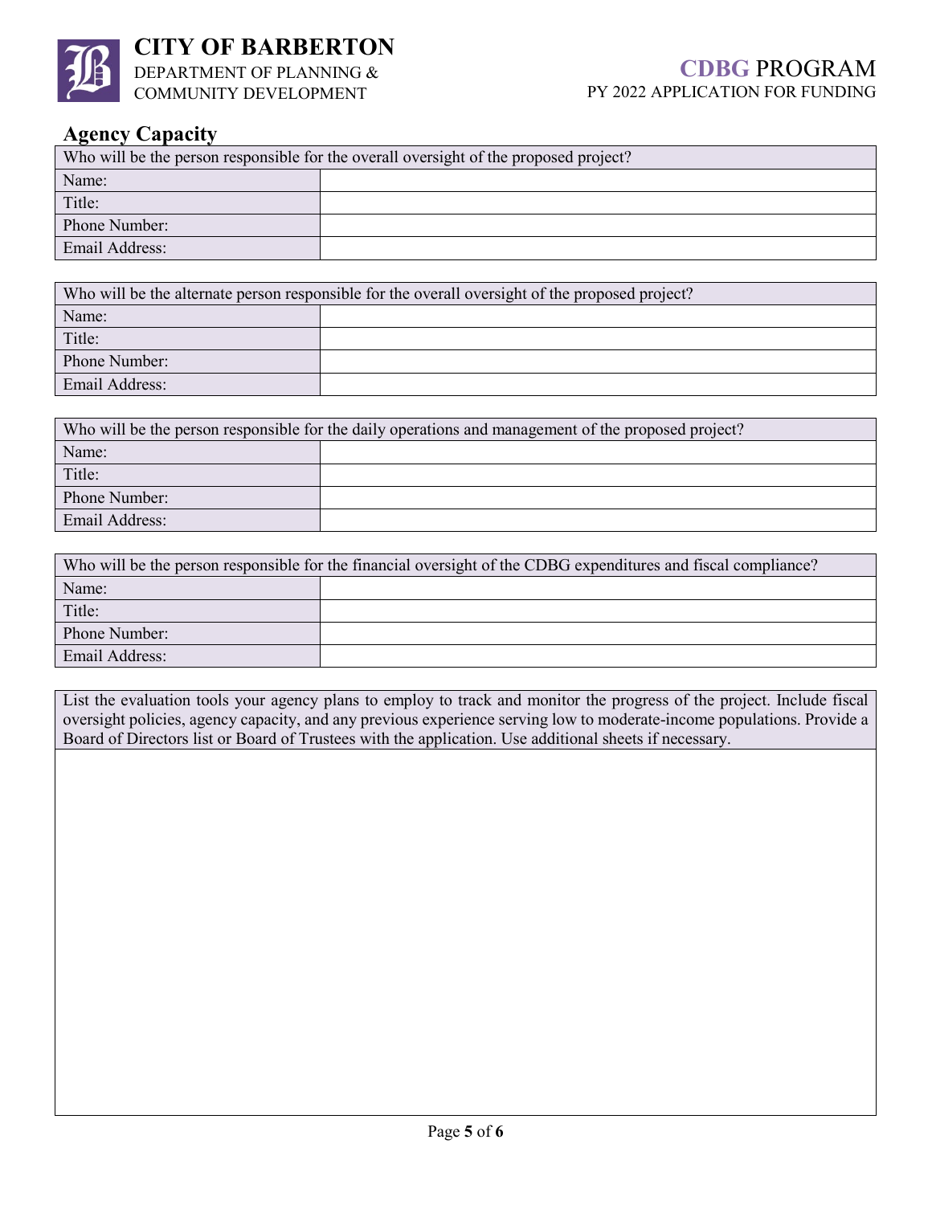## Agency Capacity

| Who will be the person responsible for the overall oversight of the proposed project? | |
|---|---|
| Name: | |
| Title: | |
| Phone Number: | |
| Email Address: | |

| Who will be the alternate person responsible for the overall oversight of the proposed project? | |
|---|---|
| Name: | |
| Title: | |
| Phone Number: | |
| Email Address: | |

| Who will be the person responsible for the daily operations and management of the proposed project? | |
|---|---|
| Name: | |
| Title: | |
| Phone Number: | |
| Email Address: | |

| Who will be the person responsible for the financial oversight of the CDBG expenditures and fiscal compliance? | |
|---|---|
| Name: | |
| Title: | |
| Phone Number: | |
| Email Address: | |

| List the evaluation tools your agency plans to employ to track and monitor the progress of the project. Include fiscal oversight policies, agency capacity, and any previous experience serving low to moderate-income populations. Provide a Board of Directors list or Board of Trustees with the application. Use additional sheets if necessary. |
|---|
| |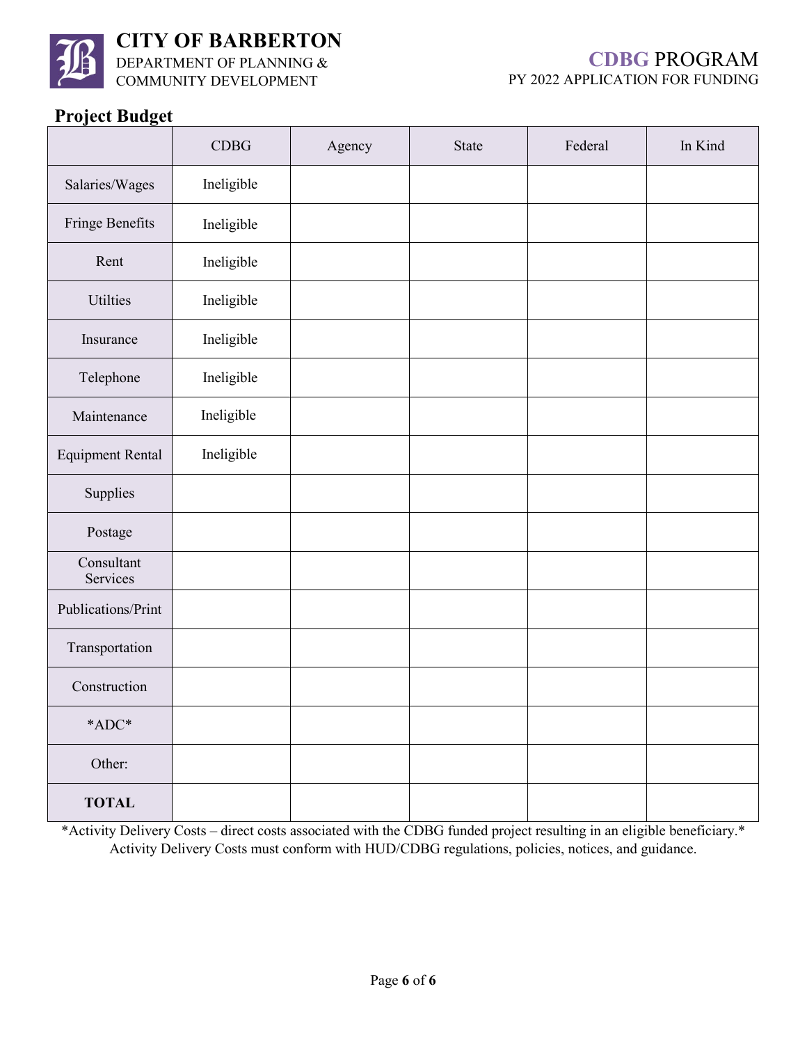## Project Budget

| | CDBG | Agency | State | Federal | In Kind |
|---|---|---|---|---|---|
| Salaries/Wages | Ineligible | | | | |
| Fringe Benefits | Ineligible | | | | |
| Rent | Ineligible | | | | |
| Utilties | Ineligible | | | | |
| Insurance | Ineligible | | | | |
| Telephone | Ineligible | | | | |
| Maintenance | Ineligible | | | | |
| Equipment Rental | Ineligible | | | | |
| Supplies | | | | | |
| Postage | | | | | |
| Consultant Services | | | | | |
| Publications/Print | | | | | |
| Transportation | | | | | |
| Construction | | | | | |
| *ADC* | | | | | |
| Other: | | | | | |
| **TOTAL** | | | | | |

*Activity Delivery Costs – direct costs associated with the CDBG funded project resulting in an eligible beneficiary.* Activity Delivery Costs must conform with HUD/CDBG regulations, policies, notices, and guidance.